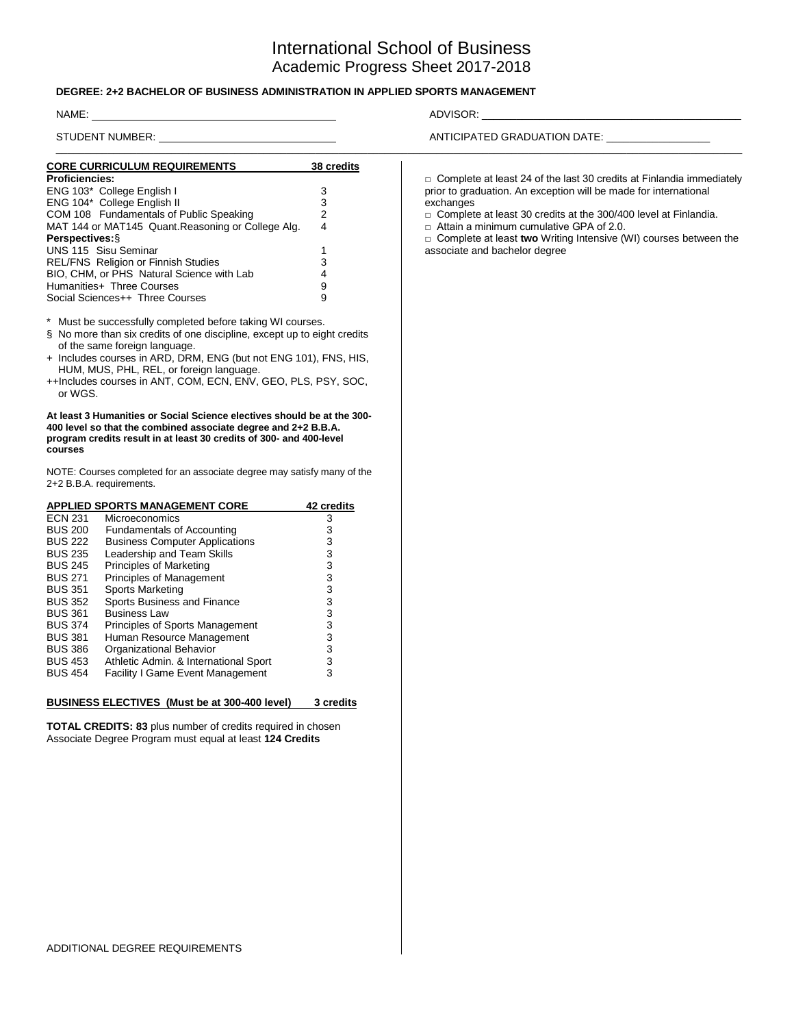# International School of Business

## Academic Progress Sheet 2017-2018

**DEGREE: 2+2 BACHELOR OF BUSINESS ADMINISTRATION IN APPLIED SPORTS MANAGEMENT**

NAME: ________________________________________ ADVISOR: ________________________________________

STUDENT NUMBER: ______________________________ ANTICIPATED GRADUATION DATE: __________________

| **CORE CURRICULUM REQUIREMENTS** | **38 credits** |
|---|---|
| **Proficiencies:** | |
| ENG 103* College English I | 3 |
| ENG 104* College English II | 3 |
| COM 108 Fundamentals of Public Speaking | 2 |
| MAT 144 or MAT145 Quant.Reasoning or College Alg. | 4 |
| **Perspectives:**§ | |
| UNS 115 Sisu Seminar | 1 |
| REL/FNS Religion or Finnish Studies | 3 |
| BIO, CHM, or PHS Natural Science with Lab | 4 |
| Humanities+ Three Courses | 9 |
| Social Sciences++ Three Courses | 9 |

\* Must be successfully completed before taking WI courses.

§ No more than six credits of one discipline, except up to eight credits of the same foreign language.

\+ Includes courses in ARD, DRM, ENG (but not ENG 101), FNS, HIS, HUM, MUS, PHL, REL, or foreign language.

++Includes courses in ANT, COM, ECN, ENV, GEO, PLS, PSY, SOC, or WGS.

**At least 3 Humanities or Social Science electives should be at the 300-400 level so that the combined associate degree and 2+2 B.B.A. program credits result in at least 30 credits of 300- and 400-level courses**

NOTE: Courses completed for an associate degree may satisfy many of the 2+2 B.B.A. requirements.

| **APPLIED SPORTS MANAGEMENT CORE** | | **42 credits** |
|---|---|---|
| ECN 231 | Microeconomics | 3 |
| BUS 200 | Fundamentals of Accounting | 3 |
| BUS 222 | Business Computer Applications | 3 |
| BUS 235 | Leadership and Team Skills | 3 |
| BUS 245 | Principles of Marketing | 3 |
| BUS 271 | Principles of Management | 3 |
| BUS 351 | Sports Marketing | 3 |
| BUS 352 | Sports Business and Finance | 3 |
| BUS 361 | Business Law | 3 |
| BUS 374 | Principles of Sports Management | 3 |
| BUS 381 | Human Resource Management | 3 |
| BUS 386 | Organizational Behavior | 3 |
| BUS 453 | Athletic Admin. & International Sport | 3 |
| BUS 454 | Facility I Game Event Management | 3 |

**BUSINESS ELECTIVES (Must be at 300-400 level)** **3 credits**

**TOTAL CREDITS: 83** plus number of credits required in chosen Associate Degree Program must equal at least **124 Credits**

ADDITIONAL DEGREE REQUIREMENTS

- □ Complete at least 24 of the last 30 credits at Finlandia immediately prior to graduation. An exception will be made for international exchanges
- □ Complete at least 30 credits at the 300/400 level at Finlandia.
- □ Attain a minimum cumulative GPA of 2.0.
- □ Complete at least **two** Writing Intensive (WI) courses between the associate and bachelor degree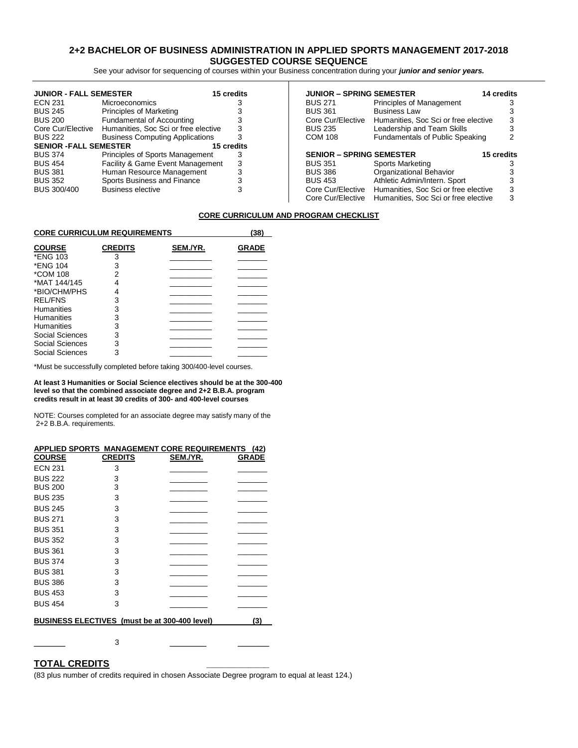# 2+2 BACHELOR OF BUSINESS ADMINISTRATION IN APPLIED SPORTS MANAGEMENT 2017-2018

## SUGGESTED COURSE SEQUENCE

See your advisor for sequencing of courses within your Business concentration during your ***junior and senior years.***

| JUNIOR - FALL SEMESTER | | 15 credits |
|---|---|---|
| ECN 231 | Microeconomics | 3 |
| BUS 245 | Principles of Marketing | 3 |
| BUS 200 | Fundamental of Accounting | 3 |
| Core Cur/Elective | Humanities, Soc Sci or free elective | 3 |
| BUS 222 | Business Computing Applications | 3 |

| JUNIOR – SPRING SEMESTER | | 14 credits |
|---|---|---|
| BUS 271 | Principles of Management | 3 |
| BUS 361 | Business Law | 3 |
| Core Cur/Elective | Humanities, Soc Sci or free elective | 3 |
| BUS 235 | Leadership and Team Skills | 3 |
| COM 108 | Fundamentals of Public Speaking | 2 |

| SENIOR -FALL SEMESTER | | 15 credits |
|---|---|---|
| BUS 374 | Principles of Sports Management | 3 |
| BUS 454 | Facility & Game Event Management | 3 |
| BUS 381 | Human Resource Management | 3 |
| BUS 352 | Sports Business and Finance | 3 |
| BUS 300/400 | Business elective | 3 |

| SENIOR – SPRING SEMESTER | | 15 credits |
|---|---|---|
| BUS 351 | Sports Marketing | 3 |
| BUS 386 | Organizational Behavior | 3 |
| BUS 453 | Athletic Admin/Intern. Sport | 3 |
| Core Cur/Elective | Humanities, Soc Sci or free elective | 3 |
| Core Cur/Elective | Humanities, Soc Sci or free elective | 3 |

## CORE CURRICULUM AND PROGRAM CHECKLIST

### CORE CURRICULUM REQUIREMENTS (38)

| COURSE | CREDITS | SEM./YR. | GRADE |
|---|---|---|---|
| *ENG 103 | 3 | | |
| *ENG 104 | 3 | | |
| *COM 108 | 2 | | |
| *MAT 144/145 | 4 | | |
| *BIO/CHM/PHS | 4 | | |
| REL/FNS | 3 | | |
| Humanities | 3 | | |
| Humanities | 3 | | |
| Humanities | 3 | | |
| Social Sciences | 3 | | |
| Social Sciences | 3 | | |
| Social Sciences | 3 | | |

*Must be successfully completed before taking 300/400-level courses.

**At least 3 Humanities or Social Science electives should be at the 300-400 level so that the combined associate degree and 2+2 B.B.A. program credits result in at least 30 credits of 300- and 400-level courses**

NOTE: Courses completed for an associate degree may satisfy many of the 2+2 B.B.A. requirements.

### APPLIED SPORTS MANAGEMENT CORE REQUIREMENTS (42)

| COURSE | CREDITS | SEM./YR. | GRADE |
|---|---|---|---|
| ECN 231 | 3 | | |
| BUS 222 | 3 | | |
| BUS 200 | 3 | | |
| BUS 235 | 3 | | |
| BUS 245 | 3 | | |
| BUS 271 | 3 | | |
| BUS 351 | 3 | | |
| BUS 352 | 3 | | |
| BUS 361 | 3 | | |
| BUS 374 | 3 | | |
| BUS 381 | 3 | | |
| BUS 386 | 3 | | |
| BUS 453 | 3 | | |
| BUS 454 | 3 | | |

### BUSINESS ELECTIVES (must be at 300-400 level) (3)

| COURSE | CREDITS | SEM./YR. | GRADE |
|---|---|---|---|
| | 3 | | |

## TOTAL CREDITS ____________

(83 plus number of credits required in chosen Associate Degree program to equal at least 124.)